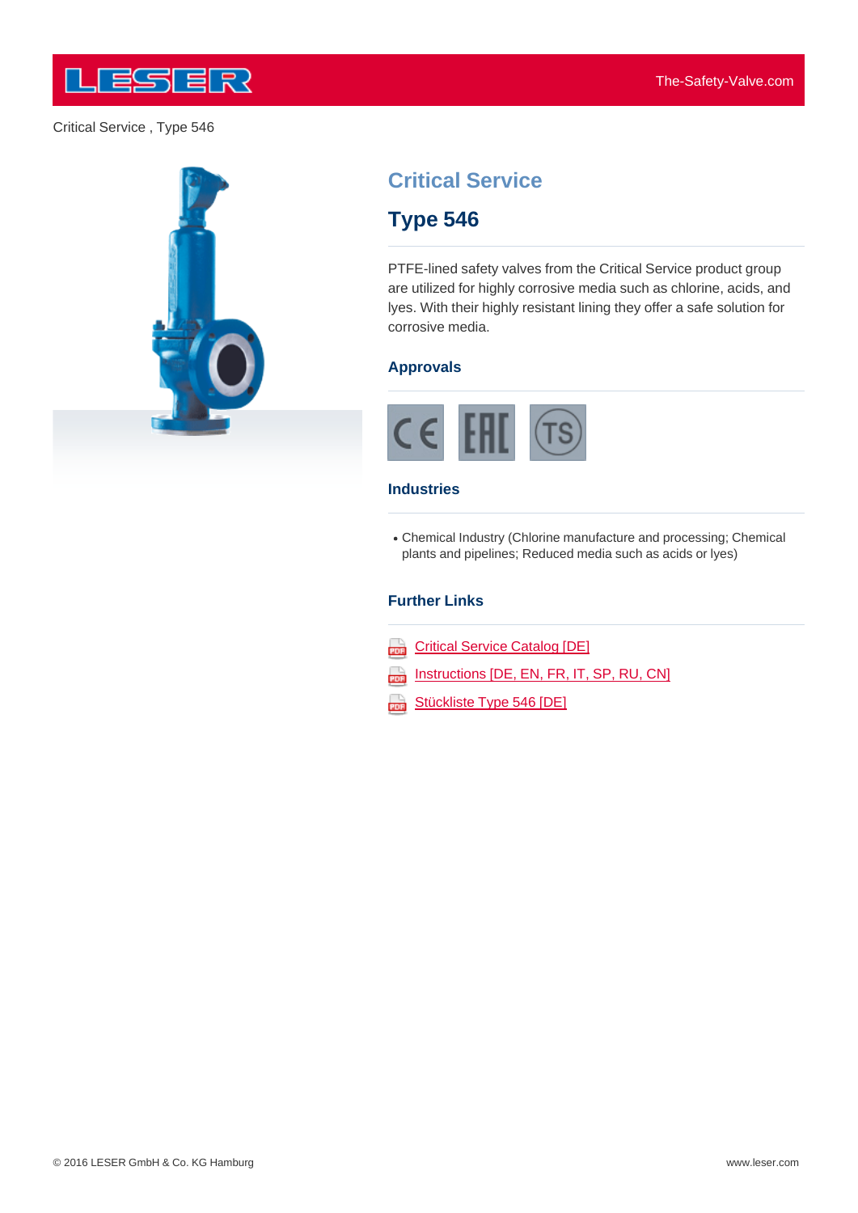Critical Service , Type 546

# Critical Service

## Type 546

PTFE-lined safety valves from the Critical Service product group are utilized for highly corrosive media such as chlorine, acids, and lyes. With their highly resistant lining they offer a safe solution for corrosive media.

### Approvals

CE EAC TS

### Industries

- Chemical Industry (Chlorine manufacture and processing; Chemical plants and pipelines; Reduced media such as acids or lyes)

### Further Links

- Critical Service Catalog [DE]
- Instructions [DE, EN, FR, IT, SP, RU, CN]
- Stückliste Type 546 [DE]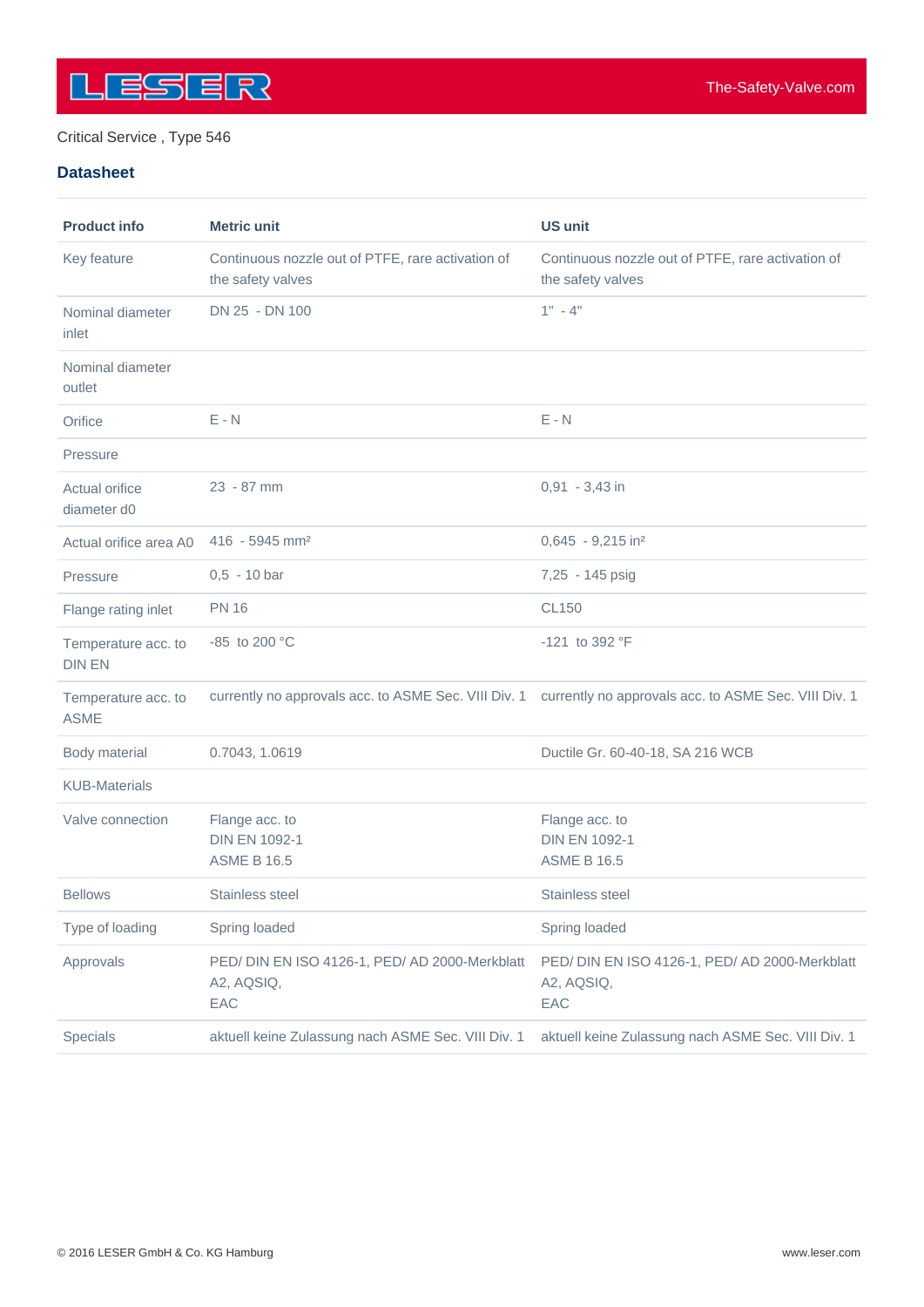Critical Service , Type 546

## Datasheet

| Product info | Metric unit | US unit |
|---|---|---|
| Key feature | Continuous nozzle out of PTFE, rare activation of the safety valves | Continuous nozzle out of PTFE, rare activation of the safety valves |
| Nominal diameter inlet | DN 25 - DN 100 | 1" - 4" |
| Nominal diameter outlet | | |
| Orifice | E - N | E - N |
| Pressure | | |
| Actual orifice diameter d0 | 23 - 87 mm | 0,91 - 3,43 in |
| Actual orifice area A0 | 416 - 5945 mm² | 0,645 - 9,215 in² |
| Pressure | 0,5 - 10 bar | 7,25 - 145 psig |
| Flange rating inlet | PN 16 | CL150 |
| Temperature acc. to DIN EN | -85 to 200 °C | -121 to 392 °F |
| Temperature acc. to ASME | currently no approvals acc. to ASME Sec. VIII Div. 1 | currently no approvals acc. to ASME Sec. VIII Div. 1 |
| Body material | 0.7043, 1.0619 | Ductile Gr. 60-40-18, SA 216 WCB |
| KUB-Materials | | |
| Valve connection | Flange acc. to<br>DIN EN 1092-1<br>ASME B 16.5 | Flange acc. to<br>DIN EN 1092-1<br>ASME B 16.5 |
| Bellows | Stainless steel | Stainless steel |
| Type of loading | Spring loaded | Spring loaded |
| Approvals | PED/ DIN EN ISO 4126-1, PED/ AD 2000-Merkblatt A2, AQSIQ,<br>EAC | PED/ DIN EN ISO 4126-1, PED/ AD 2000-Merkblatt A2, AQSIQ,<br>EAC |
| Specials | aktuell keine Zulassung nach ASME Sec. VIII Div. 1 | aktuell keine Zulassung nach ASME Sec. VIII Div. 1 |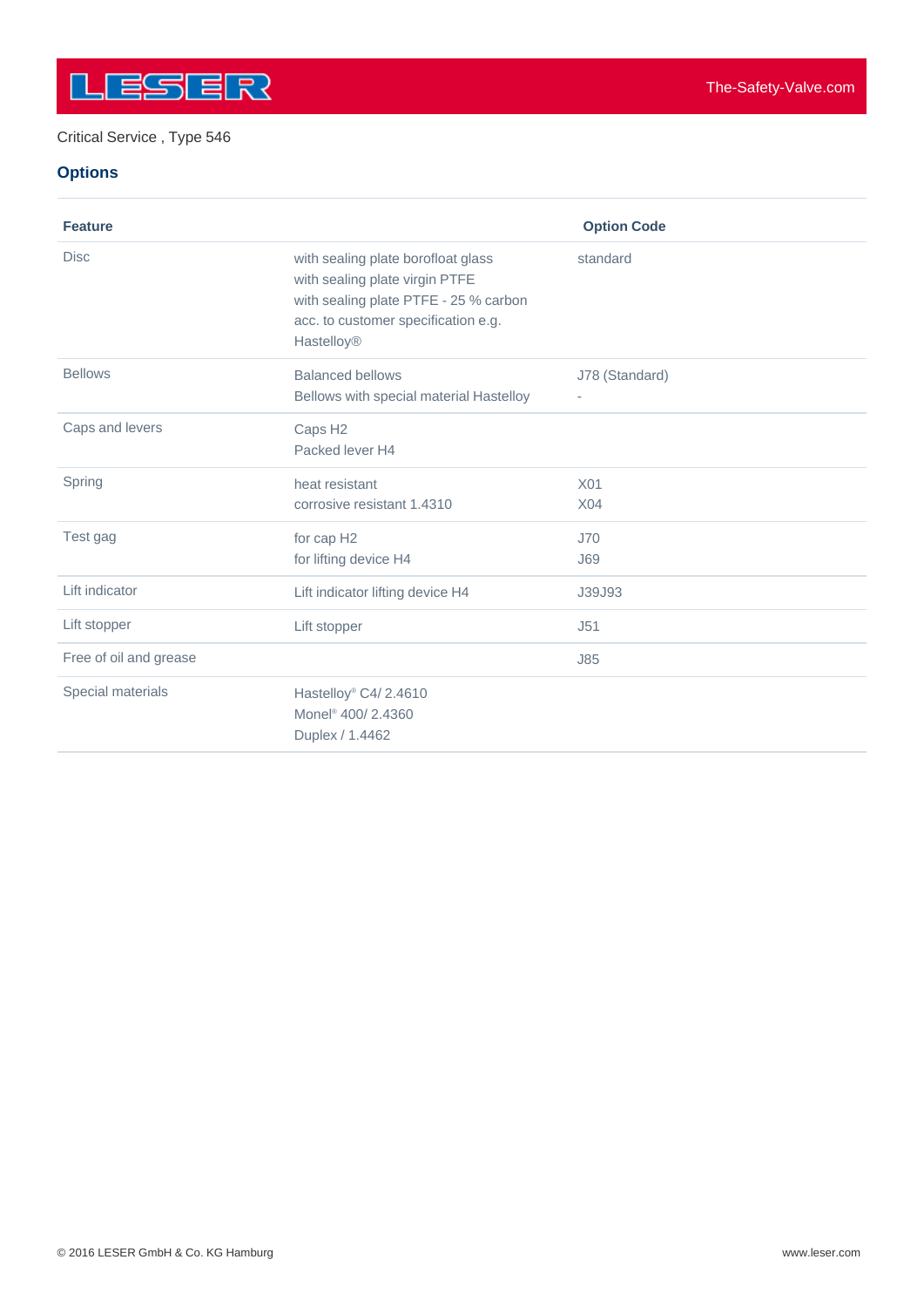Critical Service , Type 546

## Options

| Feature | | Option Code |
|---|---|---|
| Disc | with sealing plate borofloat glass<br>with sealing plate virgin PTFE<br>with sealing plate PTFE - 25 % carbon<br>acc. to customer specification e.g. Hastelloy® | standard |
| Bellows | Balanced bellows<br>Bellows with special material Hastelloy | J78 (Standard)<br>- |
| Caps and levers | Caps H2<br>Packed lever H4 | |
| Spring | heat resistant<br>corrosive resistant 1.4310 | X01<br>X04 |
| Test gag | for cap H2<br>for lifting device H4 | J70<br>J69 |
| Lift indicator | Lift indicator lifting device H4 | J39J93 |
| Lift stopper | Lift stopper | J51 |
| Free of oil and grease | | J85 |
| Special materials | Hastelloy® C4/ 2.4610<br>Monel® 400/ 2.4360<br>Duplex / 1.4462 | |